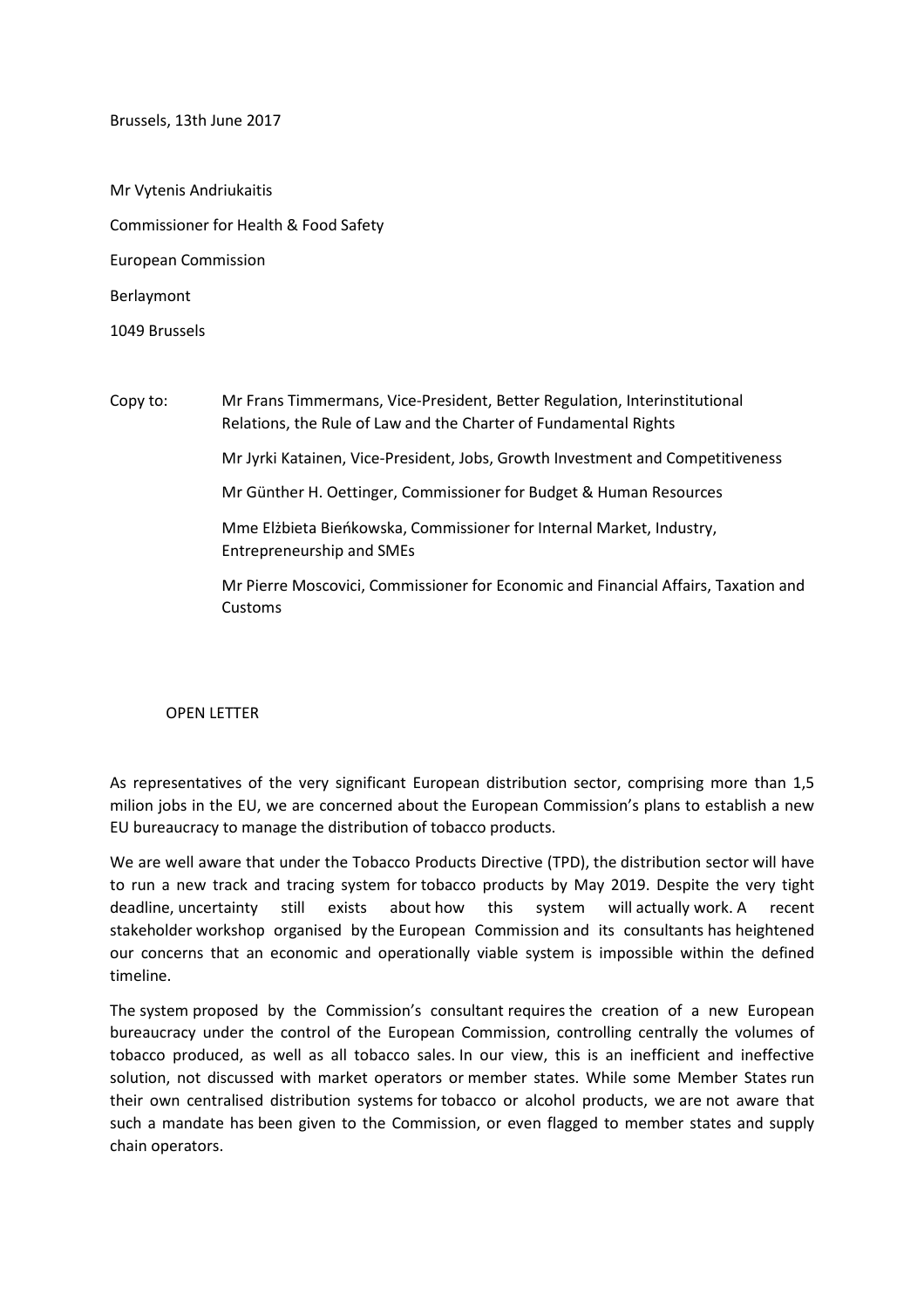Brussels, 13th June 2017

Mr Vytenis Andriukaitis

Commissioner for Health & Food Safety

European Commission

Berlaymont

1049 Brussels

Copy to: Mr Frans Timmermans, Vice-President, Better Regulation, Interinstitutional Relations, the Rule of Law and the Charter of Fundamental Rights

Mr Jyrki Katainen, Vice-President, Jobs, Growth Investment and Competitiveness

Mr Günther H. Oettinger, Commissioner for Budget & Human Resources

Mme Elżbieta Bieńkowska, Commissioner for Internal Market, Industry, Entrepreneurship and SMEs

Mr Pierre Moscovici, Commissioner for Economic and Financial Affairs, Taxation and Customs

OPEN LETTER

As representatives of the very significant European distribution sector, comprising more than 1,5 milion jobs in the EU, we are concerned about the European Commission's plans to establish a new EU bureaucracy to manage the distribution of tobacco products.

We are well aware that under the Tobacco Products Directive (TPD), the distribution sector will have to run a new track and tracing system for tobacco products by May 2019. Despite the very tight deadline, uncertainty still exists about how this system will actually work. A recent stakeholder workshop organised by the European Commission and its consultants has heightened our concerns that an economic and operationally viable system is impossible within the defined timeline.

The system proposed by the Commission's consultant requires the creation of a new European bureaucracy under the control of the European Commission, controlling centrally the volumes of tobacco produced, as well as all tobacco sales. In our view, this is an inefficient and ineffective solution, not discussed with market operators or member states. While some Member States run their own centralised distribution systems for tobacco or alcohol products, we are not aware that such a mandate has been given to the Commission, or even flagged to member states and supply chain operators.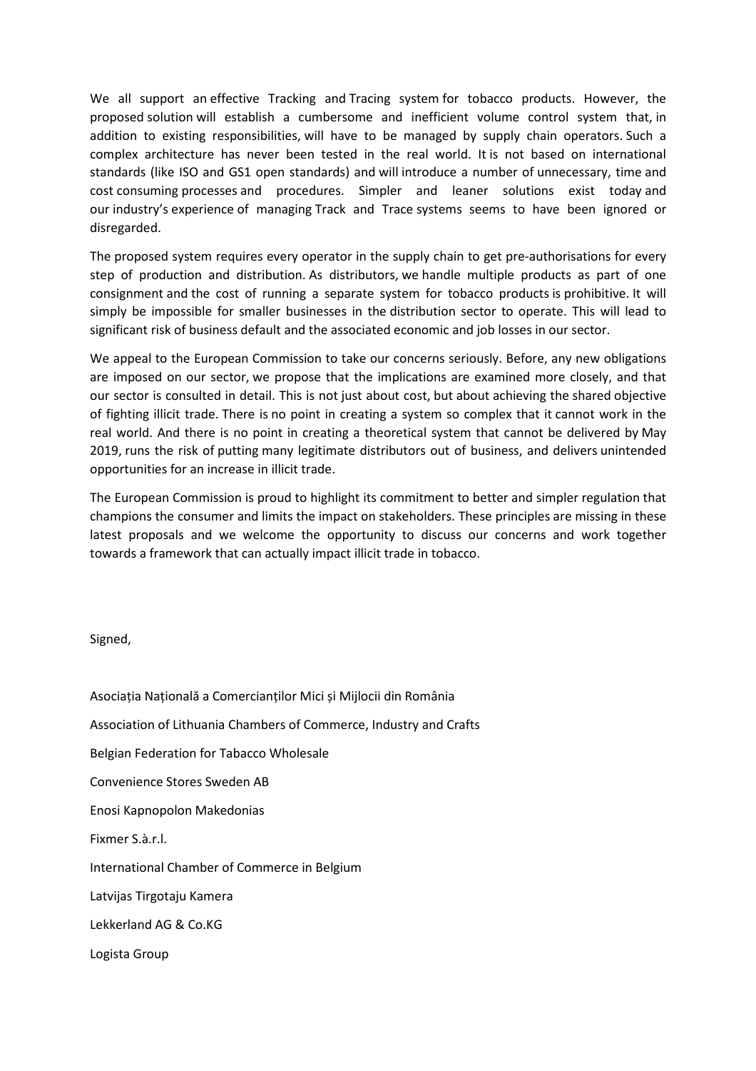We all support an effective Tracking and Tracing system for tobacco products. However, the proposed solution will establish a cumbersome and inefficient volume control system that, in addition to existing responsibilities, will have to be managed by supply chain operators. Such a complex architecture has never been tested in the real world. It is not based on international standards (like ISO and GS1 open standards) and will introduce a number of unnecessary, time and cost consuming processes and procedures. Simpler and leaner solutions exist today and our industry's experience of managing Track and Trace systems seems to have been ignored or disregarded.

The proposed system requires every operator in the supply chain to get pre-authorisations for every step of production and distribution. As distributors, we handle multiple products as part of one consignment and the cost of running a separate system for tobacco products is prohibitive. It will simply be impossible for smaller businesses in the distribution sector to operate. This will lead to significant risk of business default and the associated economic and job losses in our sector.

We appeal to the European Commission to take our concerns seriously. Before, any new obligations are imposed on our sector, we propose that the implications are examined more closely, and that our sector is consulted in detail. This is not just about cost, but about achieving the shared objective of fighting illicit trade. There is no point in creating a system so complex that it cannot work in the real world. And there is no point in creating a theoretical system that cannot be delivered by May 2019, runs the risk of putting many legitimate distributors out of business, and delivers unintended opportunities for an increase in illicit trade.

The European Commission is proud to highlight its commitment to better and simpler regulation that champions the consumer and limits the impact on stakeholders. These principles are missing in these latest proposals and we welcome the opportunity to discuss our concerns and work together towards a framework that can actually impact illicit trade in tobacco.

Signed,

Asociația Națională a Comercianților Mici și Mijlocii din România

Association of Lithuania Chambers of Commerce, Industry and Crafts

Belgian Federation for Tabacco Wholesale

Convenience Stores Sweden AB

Enosi Kapnopolon Makedonias

Fixmer S.à.r.l.

International Chamber of Commerce in Belgium

Latvijas Tirgotaju Kamera

Lekkerland AG & Co.KG

Logista Group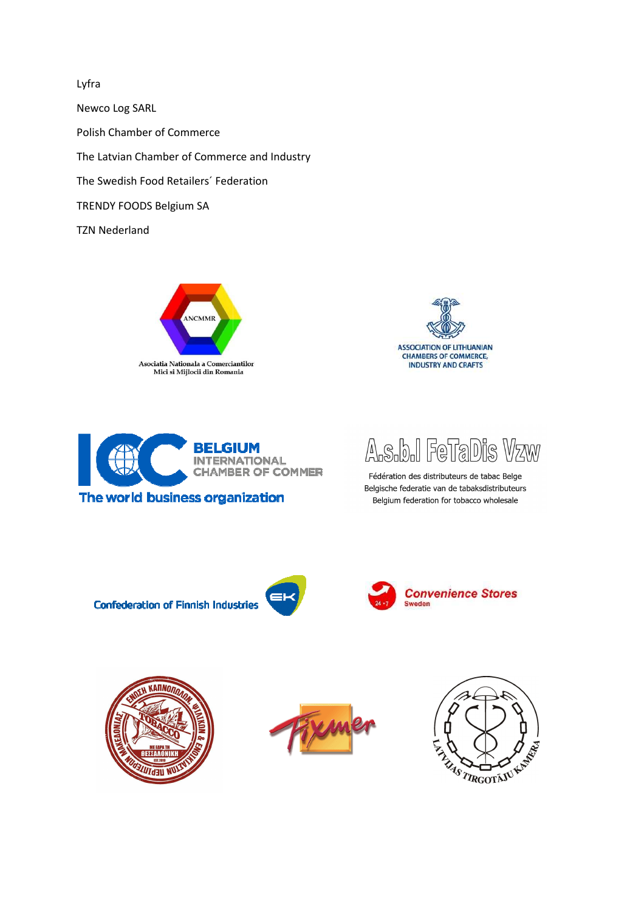Lyfra

Newco Log SARL

Polish Chamber of Commerce

The Latvian Chamber of Commerce and Industry

The Swedish Food Retailers´ Federation

TRENDY FOODS Belgium SA

TZN Nederland

ANCMMR
Asociatia Nationala a Comerciantilor Mici si Mijlocii din Romania

ASSOCIATION OF LITHUANIAN CHAMBERS OF COMMERCE, INDUSTRY AND CRAFTS

ICC BELGIUM INTERNATIONAL CHAMBER OF COMMER
The world business organization

A.s.b.l FeTaDis Vzw
Fédération des distributeurs de tabac Belge
Belgische federatie van de tabaksdistributeurs
Belgium federation for tobacco wholesale

Confederation of Finnish Industries EK

Convenience Stores Sweden

Fixmer

LATVIJAS TIRGOTĀJU KAMERA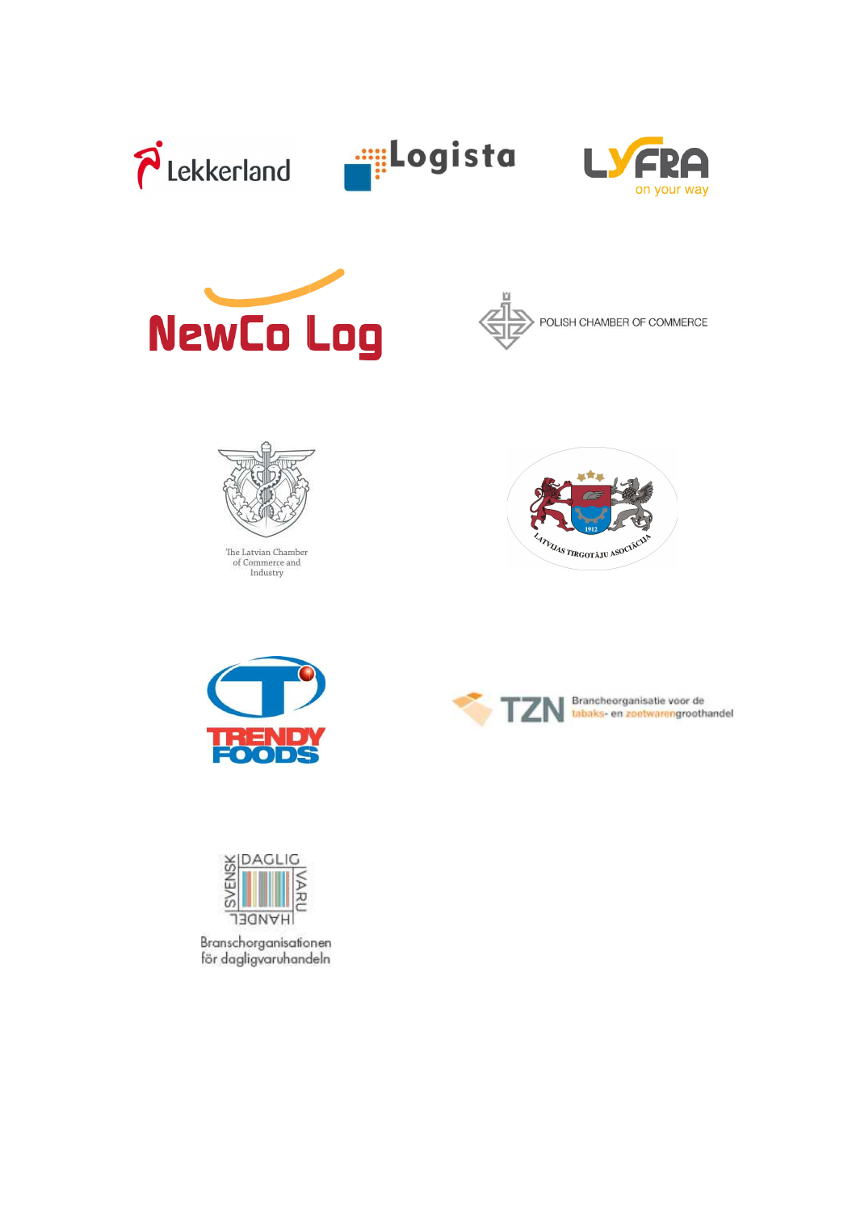Lekkerland

Logista

LYFRA
on your way

NewCo Log

POLISH CHAMBER OF COMMERCE

The Latvian Chamber of Commerce and Industry

1912
LATVIJAS TIRGOTĀJU ASOCIĀCIJA

TRENDY FOODS

TZN Brancheorganisatie voor de tabaks- en zoetwarengroothandel

SVENSK DAGLIG VARU HANDEL
Branschorganisationen för dagligvaruhandeln